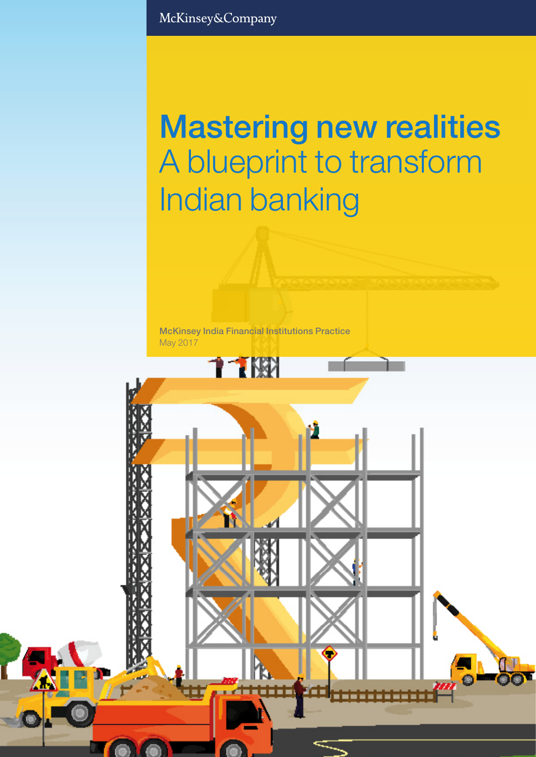McKinsey&Company

# Mastering new realities

## A blueprint to transform Indian banking

McKinsey India Financial Institutions Practice

May 2017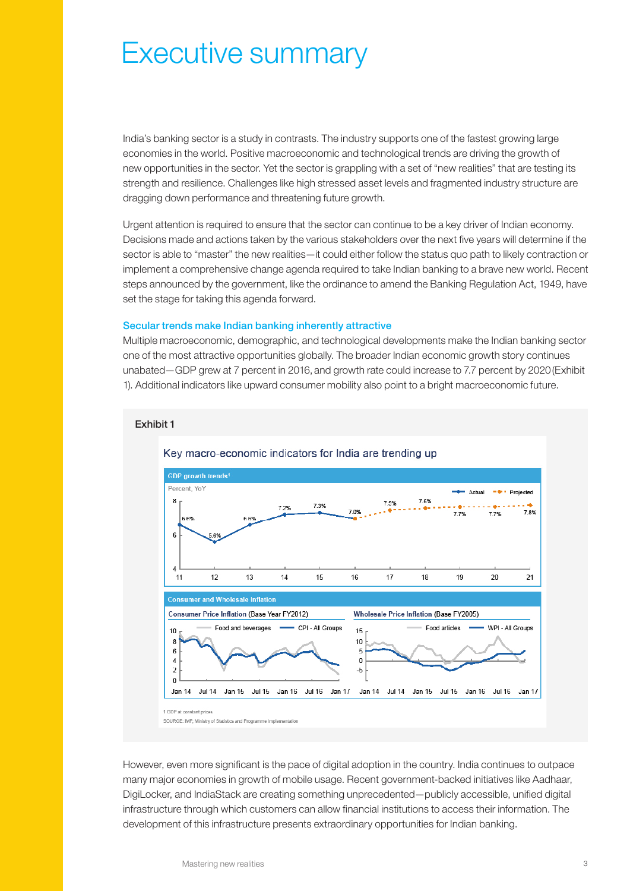# Executive summary

India's banking sector is a study in contrasts. The industry supports one of the fastest growing large economies in the world. Positive macroeconomic and technological trends are driving the growth of new opportunities in the sector. Yet the sector is grappling with a set of "new realities" that are testing its strength and resilience. Challenges like high stressed asset levels and fragmented industry structure are dragging down performance and threatening future growth.

Urgent attention is required to ensure that the sector can continue to be a key driver of Indian economy. Decisions made and actions taken by the various stakeholders over the next five years will determine if the sector is able to "master" the new realities—it could either follow the status quo path to likely contraction or implement a comprehensive change agenda required to take Indian banking to a brave new world. Recent steps announced by the government, like the ordinance to amend the Banking Regulation Act, 1949, have set the stage for taking this agenda forward.

### Secular trends make Indian banking inherently attractive

Multiple macroeconomic, demographic, and technological developments make the Indian banking sector one of the most attractive opportunities globally. The broader Indian economic growth story continues unabated—GDP grew at 7 percent in 2016, and growth rate could increase to 7.7 percent by 2020 (Exhibit 1). Additional indicators like upward consumer mobility also point to a bright macroeconomic future.

**Exhibit 1**

Key macro-economic indicators for India are trending up

GDP growth trends[1]

Percent, YoY

| Year | 11 | 12 | 13 | 14 | 15 | 16 | 17 | 18 | 19 | 20 | 21 |
|---|---|---|---|---|---|---|---|---|---|---|---|
| Actual | 6.6% | 5.6% | 6.6% | 7.2% | 7.3% | 7.0% | | | | | |
| Projected | | | | | | 7.0% | 7.5% | 7.6% | 7.7% | 7.7% | 7.8% |

Consumer and Wholesale Inflation

Consumer Price Inflation (Base Year FY2012) — Food and beverages; CPI - All Groups (Jan 14 – Jan 17)

Wholesale Price Inflation (Base FY2005) — Food articles; WPI - All Groups (Jan 14 – Jan 17)

1 GDP at constant prices

SOURCE: IMF; Ministry of Statistics and Programme Implementation

However, even more significant is the pace of digital adoption in the country. India continues to outpace many major economies in growth of mobile usage. Recent government-backed initiatives like Aadhaar, DigiLocker, and IndiaStack are creating something unprecedented—publicly accessible, unified digital infrastructure through which customers can allow financial institutions to access their information. The development of this infrastructure presents extraordinary opportunities for Indian banking.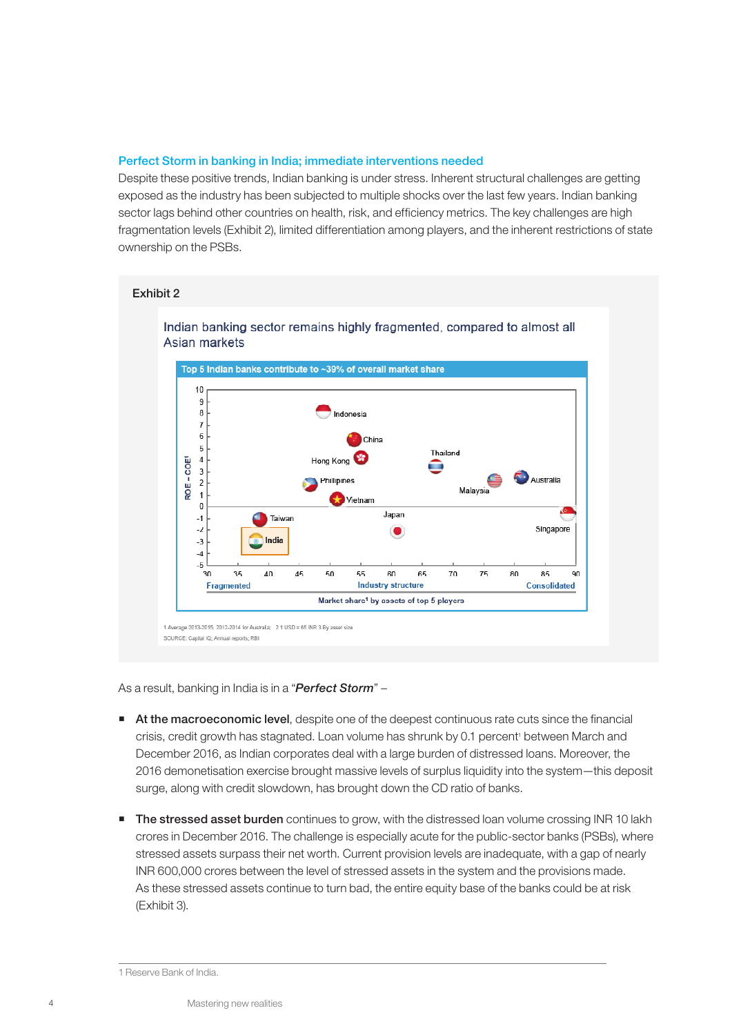### Perfect Storm in banking in India; immediate interventions needed

Despite these positive trends, Indian banking is under stress. Inherent structural challenges are getting exposed as the industry has been subjected to multiple shocks over the last few years. Indian banking sector lags behind other countries on health, risk, and efficiency metrics. The key challenges are high fragmentation levels (Exhibit 2), limited differentiation among players, and the inherent restrictions of state ownership on the PSBs.

Exhibit 2

Indian banking sector remains highly fragmented, compared to almost all Asian markets

Top 5 Indian banks contribute to ~39% of overall market share

ROE – COE[1]

Indonesia, China, Hong Kong, Thailand, Philippines, Australia, Malaysia, Vietnam, Japan, Taiwan, India, Singapore

Fragmented — Industry structure — Consolidated

Market share[1] by assets of top 5 players

1 Average 2013-2015, 2012-2014 for Australia; 2 1 USD = 65 INR 3 By asset size

SOURCE: Capital IQ; Annual reports; RBI

As a result, banking in India is in a "***Perfect Storm***" –

- **At the macroeconomic level**, despite one of the deepest continuous rate cuts since the financial crisis, credit growth has stagnated. Loan volume has shrunk by 0.1 percent[1] between March and December 2016, as Indian corporates deal with a large burden of distressed loans. Moreover, the 2016 demonetisation exercise brought massive levels of surplus liquidity into the system—this deposit surge, along with credit slowdown, has brought down the CD ratio of banks.

- **The stressed asset burden** continues to grow, with the distressed loan volume crossing INR 10 lakh crores in December 2016. The challenge is especially acute for the public-sector banks (PSBs), where stressed assets surpass their net worth. Current provision levels are inadequate, with a gap of nearly INR 600,000 crores between the level of stressed assets in the system and the provisions made. As these stressed assets continue to turn bad, the entire equity base of the banks could be at risk (Exhibit 3).

1 Reserve Bank of India.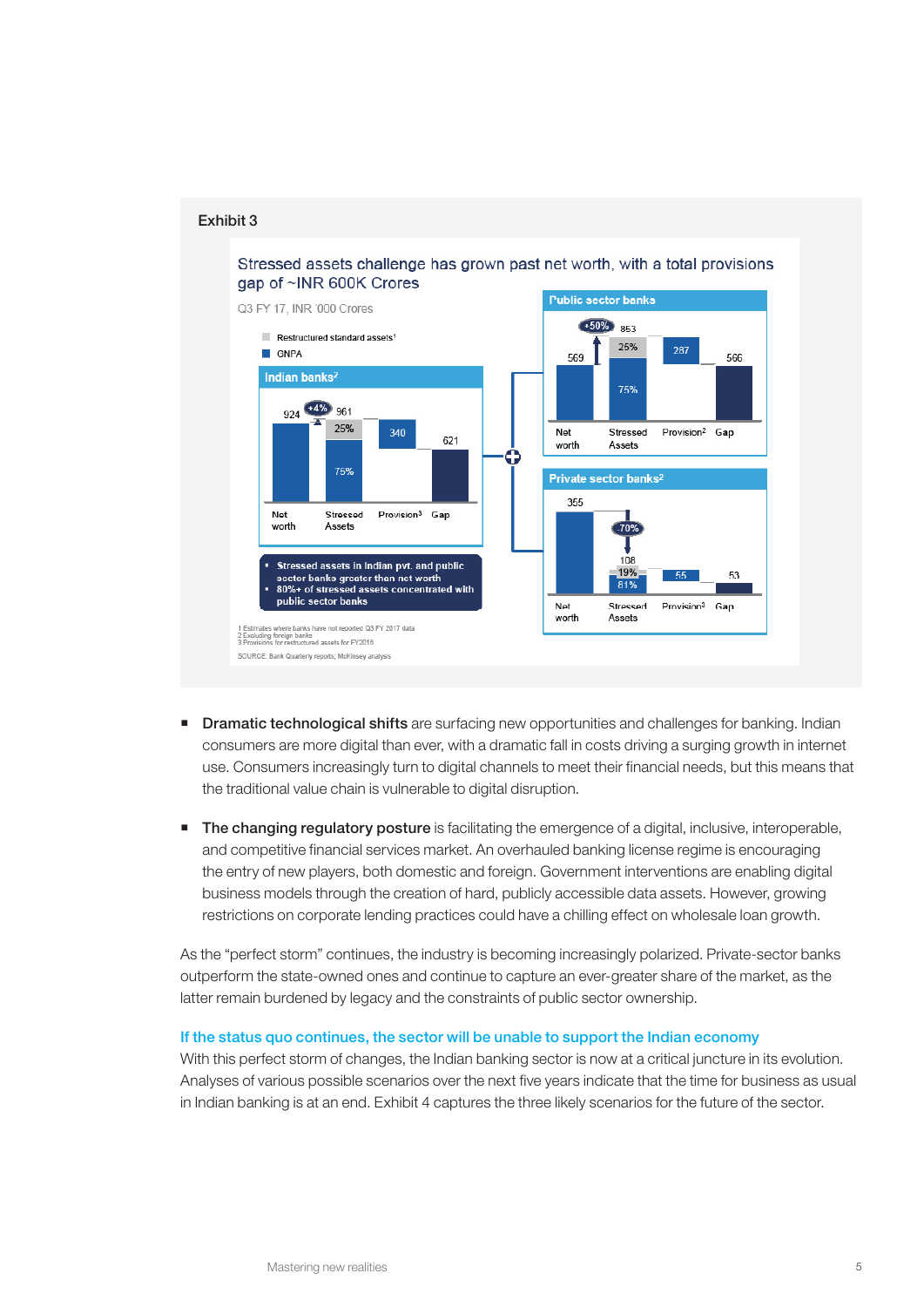Exhibit 3

Stressed assets challenge has grown past net worth, with a total provisions gap of ~INR 600K Crores

Q3 FY 17, INR '000 Crores

- Restructured standard assets[1]
- GNPA

**Indian banks[2]**

| | Net worth | Stressed Assets | Provision[3] | Gap |
|---|---|---|---|---|
| Value | 924 | 961 (+4%) | 340 | 621 |
| Share | | 25% restructured / 75% GNPA | | |

**Public sector banks**

| | Net worth | Stressed Assets | Provision[2] | Gap |
|---|---|---|---|---|
| Value | 569 | 853 (+50%) | 287 | 566 |
| Share | | 25% restructured / 75% GNPA | | |

**Private sector banks[2]**

| | Net worth | Stressed Assets | Provision[3] | Gap |
|---|---|---|---|---|
| Value | 355 | 108 (-70%) | 55 | 53 |
| Share | | 19% restructured / 81% GNPA | | |

- Stressed assets in Indian pvt. and public sector banks greater than net worth
- 80%+ of stressed assets concentrated with public sector banks

1 Estimates where banks have not reported Q3 FY 2017 data
2 Excluding foreign banks
3 Provisions for restructured assets for FY2016

SOURCE: Bank Quarterly reports; McKinsey analysis

- **Dramatic technological shifts** are surfacing new opportunities and challenges for banking. Indian consumers are more digital than ever, with a dramatic fall in costs driving a surging growth in internet use. Consumers increasingly turn to digital channels to meet their financial needs, but this means that the traditional value chain is vulnerable to digital disruption.

- **The changing regulatory posture** is facilitating the emergence of a digital, inclusive, interoperable, and competitive financial services market. An overhauled banking license regime is encouraging the entry of new players, both domestic and foreign. Government interventions are enabling digital business models through the creation of hard, publicly accessible data assets. However, growing restrictions on corporate lending practices could have a chilling effect on wholesale loan growth.

As the "perfect storm" continues, the industry is becoming increasingly polarized. Private-sector banks outperform the state-owned ones and continue to capture an ever-greater share of the market, as the latter remain burdened by legacy and the constraints of public sector ownership.

## If the status quo continues, the sector will be unable to support the Indian economy

With this perfect storm of changes, the Indian banking sector is now at a critical juncture in its evolution. Analyses of various possible scenarios over the next five years indicate that the time for business as usual in Indian banking is at an end. Exhibit 4 captures the three likely scenarios for the future of the sector.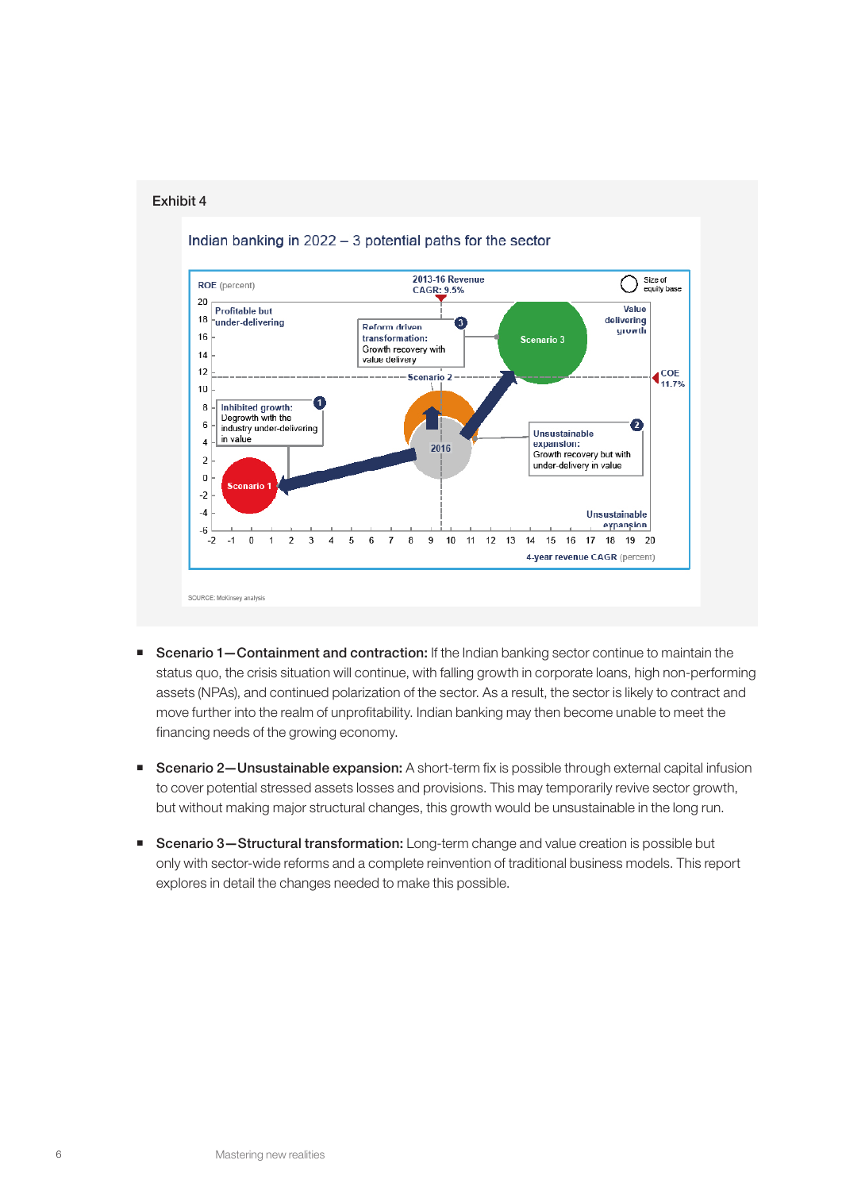Exhibit 4

Indian banking in 2022 – 3 potential paths for the sector

ROE (percent)

2013-16 Revenue CAGR: 9.5%

Size of equity base

Profitable but under-delivering

Reform driven transformation: Growth recovery with value delivery

Scenario 3

Value delivering growth

COE 11.7%

Scenario 2

Inhibited growth: Degrowth with the industry under-delivering in value

2016

Unsustainable expansion: Growth recovery but with under-delivery in value

Scenario 1

Unsustainable expansion

4-year revenue CAGR (percent)

SOURCE: McKinsey analysis

- **Scenario 1—Containment and contraction:** If the Indian banking sector continue to maintain the status quo, the crisis situation will continue, with falling growth in corporate loans, high non-performing assets (NPAs), and continued polarization of the sector. As a result, the sector is likely to contract and move further into the realm of unprofitability. Indian banking may then become unable to meet the financing needs of the growing economy.

- **Scenario 2—Unsustainable expansion:** A short-term fix is possible through external capital infusion to cover potential stressed assets losses and provisions. This may temporarily revive sector growth, but without making major structural changes, this growth would be unsustainable in the long run.

- **Scenario 3—Structural transformation:** Long-term change and value creation is possible but only with sector-wide reforms and a complete reinvention of traditional business models. This report explores in detail the changes needed to make this possible.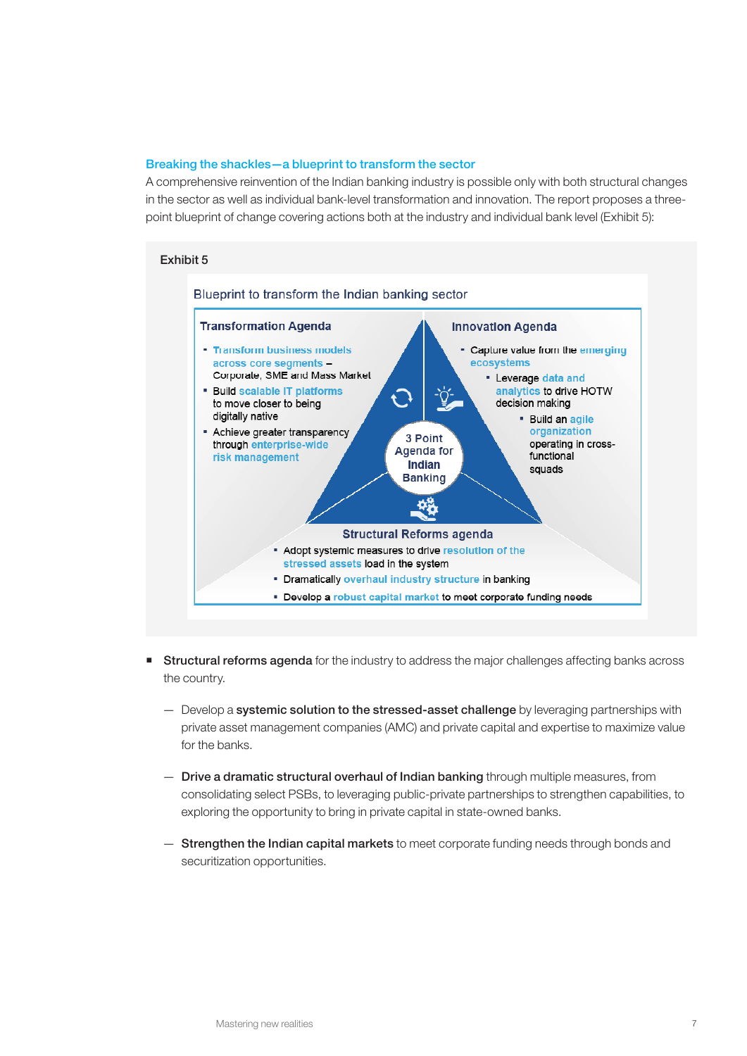### Breaking the shackles—a blueprint to transform the sector

A comprehensive reinvention of the Indian banking industry is possible only with both structural changes in the sector as well as individual bank-level transformation and innovation. The report proposes a three-point blueprint of change covering actions both at the industry and individual bank level (Exhibit 5):

Exhibit 5

Blueprint to transform the Indian banking sector

**Transformation Agenda**

- Transform business models across core segments – Corporate, SME and Mass Market
- Build scalable IT platforms to move closer to being digitally native
- Achieve greater transparency through enterprise-wide risk management

**Innovation Agenda**

- Capture value from the emerging ecosystems
- Leverage data and analytics to drive HOTW decision making
- Build an agile organization operating in cross-functional squads

3 Point Agenda for Indian Banking

**Structural Reforms agenda**

- Adopt systemic measures to drive resolution of the stressed assets load in the system
- Dramatically overhaul industry structure in banking
- Develop a robust capital market to meet corporate funding needs

- **Structural reforms agenda** for the industry to address the major challenges affecting banks across the country.
  - Develop a **systemic solution to the stressed-asset challenge** by leveraging partnerships with private asset management companies (AMC) and private capital and expertise to maximize value for the banks.
  - **Drive a dramatic structural overhaul of Indian banking** through multiple measures, from consolidating select PSBs, to leveraging public-private partnerships to strengthen capabilities, to exploring the opportunity to bring in private capital in state-owned banks.
  - **Strengthen the Indian capital markets** to meet corporate funding needs through bonds and securitization opportunities.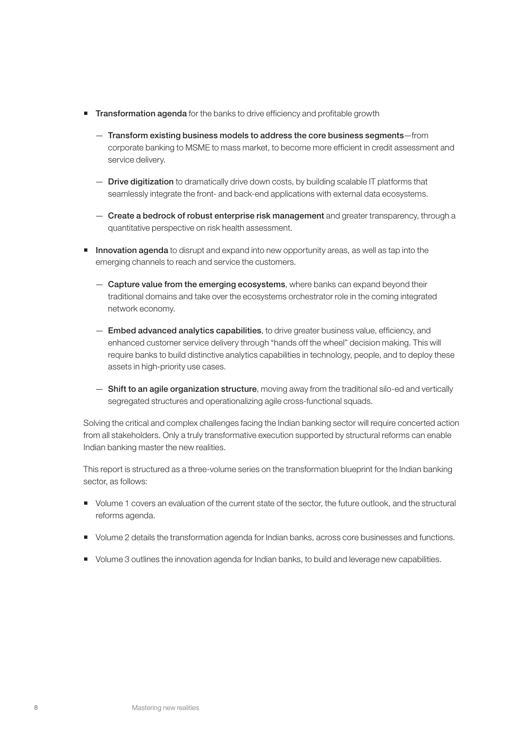- **Transformation agenda** for the banks to drive efficiency and profitable growth
  - **Transform existing business models to address the core business segments**—from corporate banking to MSME to mass market, to become more efficient in credit assessment and service delivery.
  - **Drive digitization** to dramatically drive down costs, by building scalable IT platforms that seamlessly integrate the front- and back-end applications with external data ecosystems.
  - **Create a bedrock of robust enterprise risk management** and greater transparency, through a quantitative perspective on risk health assessment.
- **Innovation agenda** to disrupt and expand into new opportunity areas, as well as tap into the emerging channels to reach and service the customers.
  - **Capture value from the emerging ecosystems**, where banks can expand beyond their traditional domains and take over the ecosystems orchestrator role in the coming integrated network economy.
  - **Embed advanced analytics capabilities**, to drive greater business value, efficiency, and enhanced customer service delivery through "hands off the wheel" decision making. This will require banks to build distinctive analytics capabilities in technology, people, and to deploy these assets in high-priority use cases.
  - **Shift to an agile organization structure**, moving away from the traditional silo-ed and vertically segregated structures and operationalizing agile cross-functional squads.

Solving the critical and complex challenges facing the Indian banking sector will require concerted action from all stakeholders. Only a truly transformative execution supported by structural reforms can enable Indian banking master the new realities.

This report is structured as a three-volume series on the transformation blueprint for the Indian banking sector, as follows:

- Volume 1 covers an evaluation of the current state of the sector, the future outlook, and the structural reforms agenda.
- Volume 2 details the transformation agenda for Indian banks, across core businesses and functions.
- Volume 3 outlines the innovation agenda for Indian banks, to build and leverage new capabilities.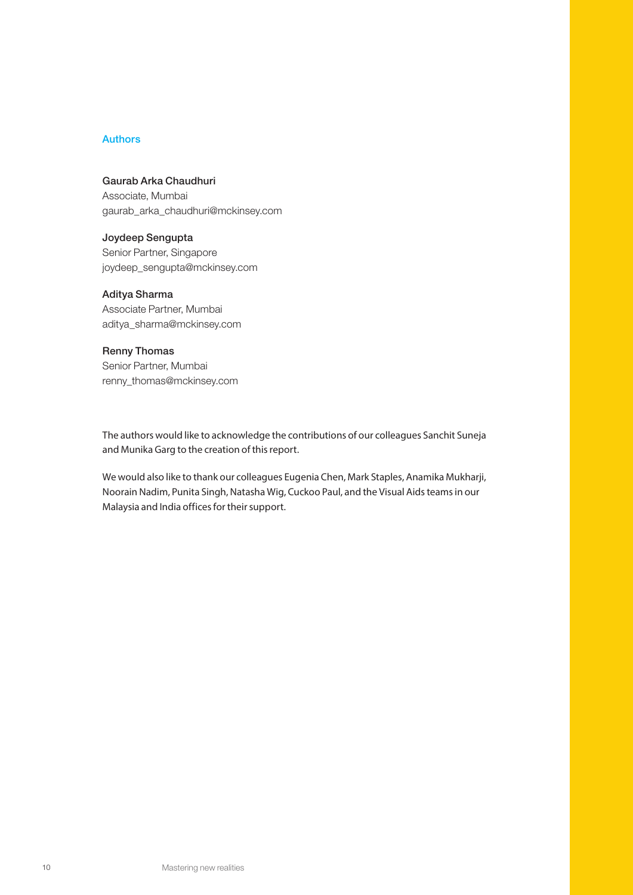## Authors

**Gaurab Arka Chaudhuri**
Associate, Mumbai
gaurab_arka_chaudhuri@mckinsey.com

**Joydeep Sengupta**
Senior Partner, Singapore
joydeep_sengupta@mckinsey.com

**Aditya Sharma**
Associate Partner, Mumbai
aditya_sharma@mckinsey.com

**Renny Thomas**
Senior Partner, Mumbai
renny_thomas@mckinsey.com

The authors would like to acknowledge the contributions of our colleagues Sanchit Suneja and Munika Garg to the creation of this report.

We would also like to thank our colleagues Eugenia Chen, Mark Staples, Anamika Mukharji, Noorain Nadim, Punita Singh, Natasha Wig, Cuckoo Paul, and the Visual Aids teams in our Malaysia and India offices for their support.